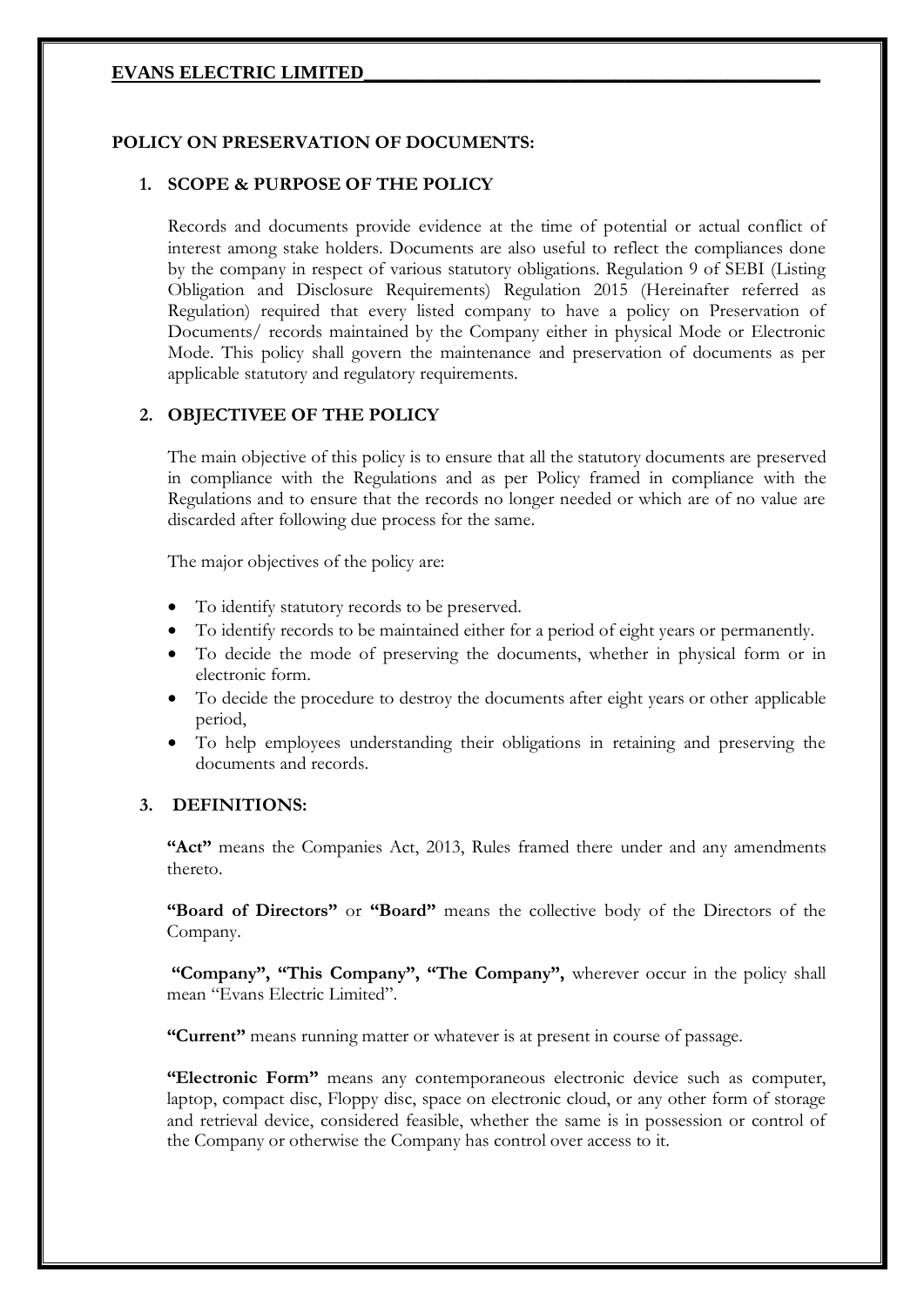# EVANS ELECTRIC LIMITED

## POLICY ON PRESERVATION OF DOCUMENTS:

### 1. SCOPE & PURPOSE OF THE POLICY

Records and documents provide evidence at the time of potential or actual conflict of interest among stake holders. Documents are also useful to reflect the compliances done by the company in respect of various statutory obligations. Regulation 9 of SEBI (Listing Obligation and Disclosure Requirements) Regulation 2015 (Hereinafter referred as Regulation) required that every listed company to have a policy on Preservation of Documents/ records maintained by the Company either in physical Mode or Electronic Mode. This policy shall govern the maintenance and preservation of documents as per applicable statutory and regulatory requirements.

### 2. OBJECTIVEE OF THE POLICY

The main objective of this policy is to ensure that all the statutory documents are preserved in compliance with the Regulations and as per Policy framed in compliance with the Regulations and to ensure that the records no longer needed or which are of no value are discarded after following due process for the same.

The major objectives of the policy are:

- To identify statutory records to be preserved.
- To identify records to be maintained either for a period of eight years or permanently.
- To decide the mode of preserving the documents, whether in physical form or in electronic form.
- To decide the procedure to destroy the documents after eight years or other applicable period,
- To help employees understanding their obligations in retaining and preserving the documents and records.

### 3. DEFINITIONS:

**"Act"** means the Companies Act, 2013, Rules framed there under and any amendments thereto.

**"Board of Directors"** or **"Board"** means the collective body of the Directors of the Company.

**"Company", "This Company", "The Company",** wherever occur in the policy shall mean "Evans Electric Limited".

**"Current"** means running matter or whatever is at present in course of passage.

**"Electronic Form"** means any contemporaneous electronic device such as computer, laptop, compact disc, Floppy disc, space on electronic cloud, or any other form of storage and retrieval device, considered feasible, whether the same is in possession or control of the Company or otherwise the Company has control over access to it.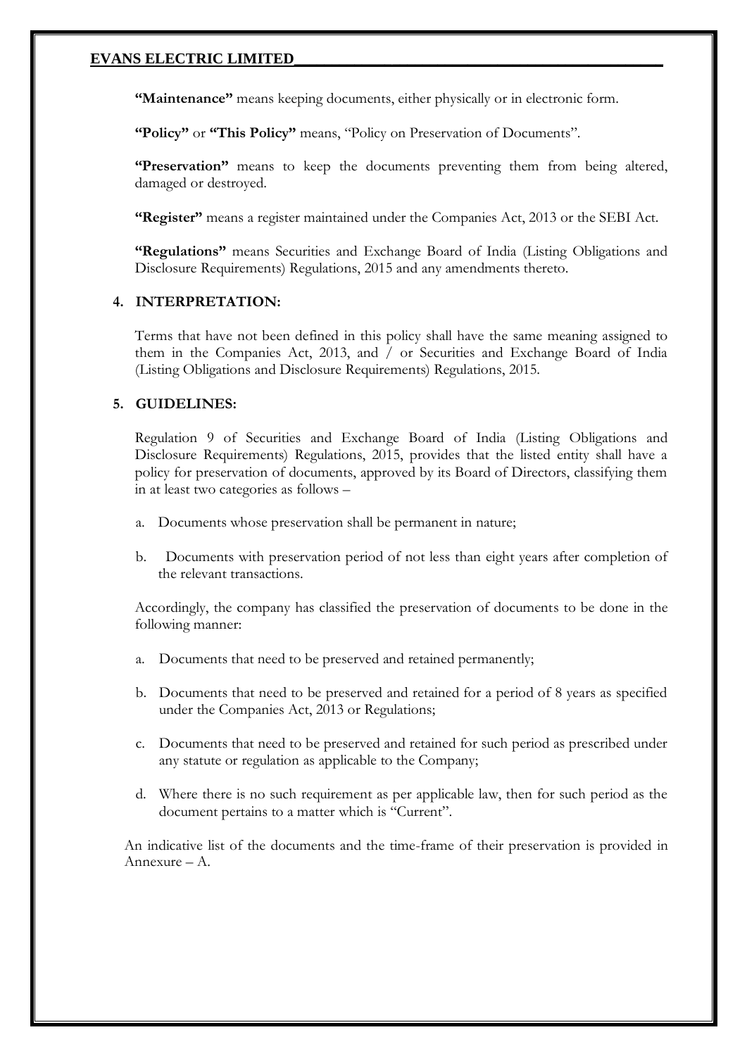**"Maintenance"** means keeping documents, either physically or in electronic form.

**"Policy"** or **"This Policy"** means, "Policy on Preservation of Documents".

**"Preservation"** means to keep the documents preventing them from being altered, damaged or destroyed.

**"Register"** means a register maintained under the Companies Act, 2013 or the SEBI Act.

**"Regulations"** means Securities and Exchange Board of India (Listing Obligations and Disclosure Requirements) Regulations, 2015 and any amendments thereto.

## 4. INTERPRETATION:

Terms that have not been defined in this policy shall have the same meaning assigned to them in the Companies Act, 2013, and / or Securities and Exchange Board of India (Listing Obligations and Disclosure Requirements) Regulations, 2015.

## 5. GUIDELINES:

Regulation 9 of Securities and Exchange Board of India (Listing Obligations and Disclosure Requirements) Regulations, 2015, provides that the listed entity shall have a policy for preservation of documents, approved by its Board of Directors, classifying them in at least two categories as follows –

a. Documents whose preservation shall be permanent in nature;

b. Documents with preservation period of not less than eight years after completion of the relevant transactions.

Accordingly, the company has classified the preservation of documents to be done in the following manner:

a. Documents that need to be preserved and retained permanently;

b. Documents that need to be preserved and retained for a period of 8 years as specified under the Companies Act, 2013 or Regulations;

c. Documents that need to be preserved and retained for such period as prescribed under any statute or regulation as applicable to the Company;

d. Where there is no such requirement as per applicable law, then for such period as the document pertains to a matter which is "Current".

An indicative list of the documents and the time-frame of their preservation is provided in Annexure – A.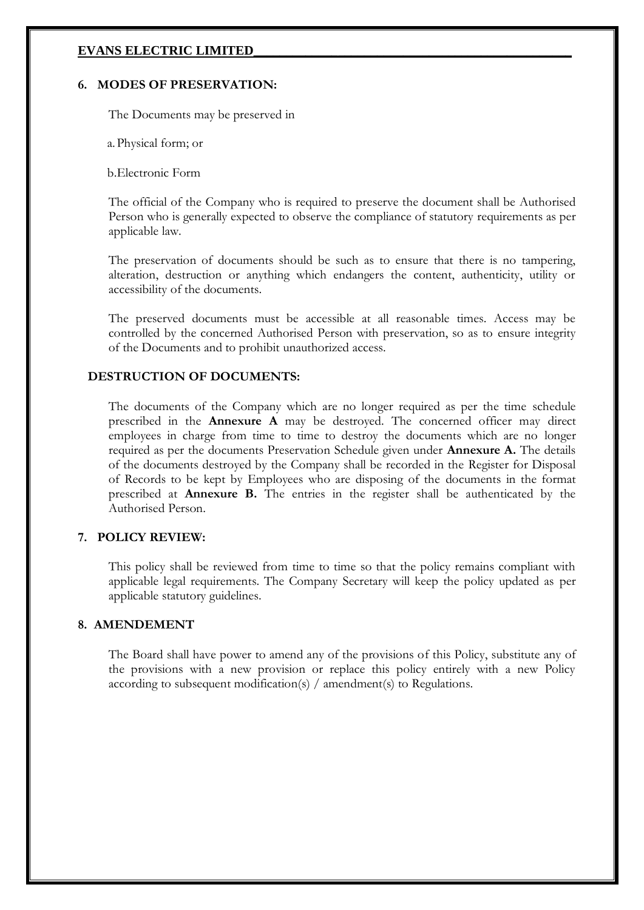## 6. MODES OF PRESERVATION:

The Documents may be preserved in

a. Physical form; or

b. Electronic Form

The official of the Company who is required to preserve the document shall be Authorised Person who is generally expected to observe the compliance of statutory requirements as per applicable law.

The preservation of documents should be such as to ensure that there is no tampering, alteration, destruction or anything which endangers the content, authenticity, utility or accessibility of the documents.

The preserved documents must be accessible at all reasonable times. Access may be controlled by the concerned Authorised Person with preservation, so as to ensure integrity of the Documents and to prohibit unauthorized access.

## DESTRUCTION OF DOCUMENTS:

The documents of the Company which are no longer required as per the time schedule prescribed in the **Annexure A** may be destroyed. The concerned officer may direct employees in charge from time to time to destroy the documents which are no longer required as per the documents Preservation Schedule given under **Annexure A.** The details of the documents destroyed by the Company shall be recorded in the Register for Disposal of Records to be kept by Employees who are disposing of the documents in the format prescribed at **Annexure B.** The entries in the register shall be authenticated by the Authorised Person.

## 7. POLICY REVIEW:

This policy shall be reviewed from time to time so that the policy remains compliant with applicable legal requirements. The Company Secretary will keep the policy updated as per applicable statutory guidelines.

## 8. AMENDEMENT

The Board shall have power to amend any of the provisions of this Policy, substitute any of the provisions with a new provision or replace this policy entirely with a new Policy according to subsequent modification(s) / amendment(s) to Regulations.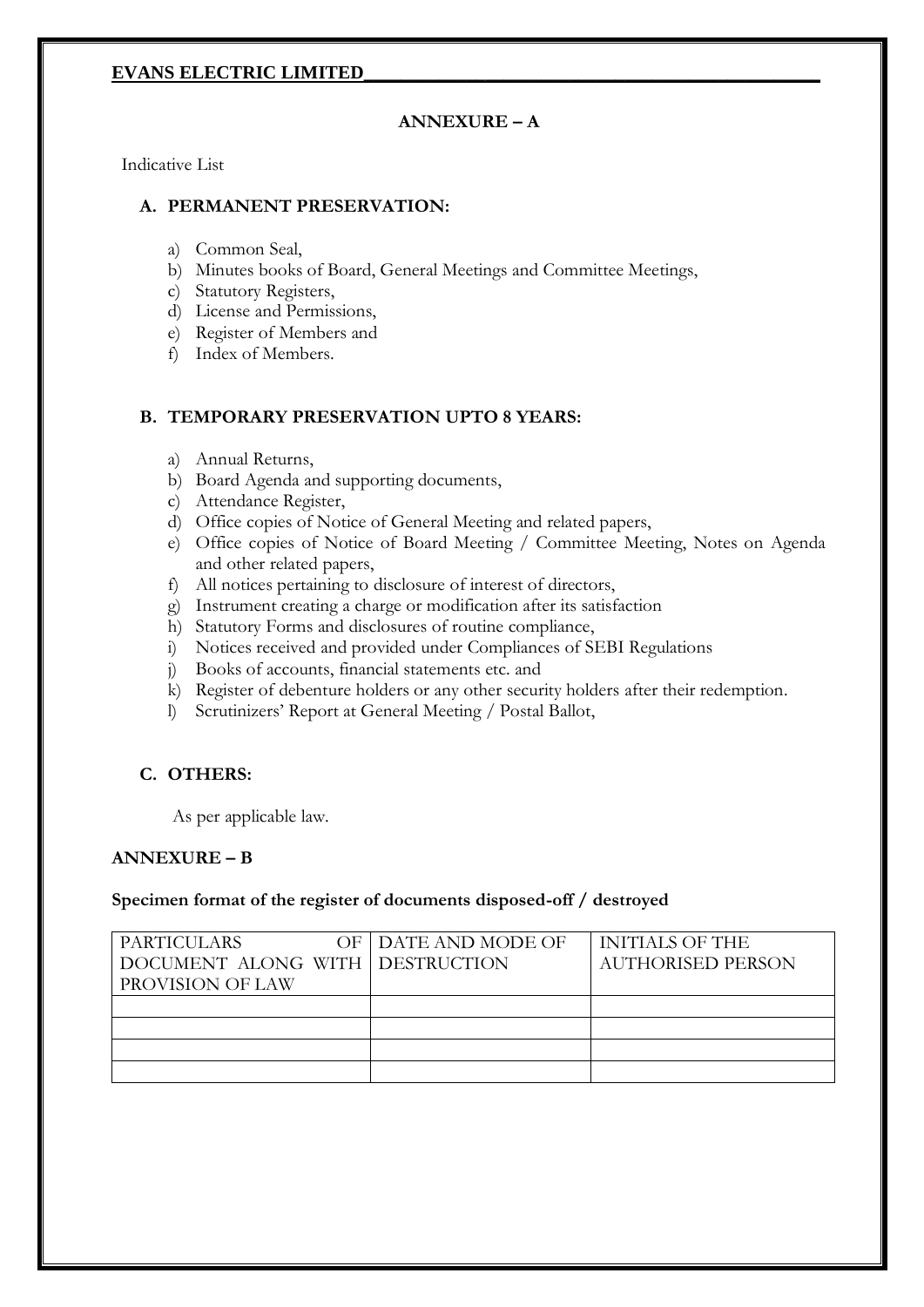## ANNEXURE – A

Indicative List

### A. PERMANENT PRESERVATION:

a) Common Seal,
b) Minutes books of Board, General Meetings and Committee Meetings,
c) Statutory Registers,
d) License and Permissions,
e) Register of Members and
f) Index of Members.

### B. TEMPORARY PRESERVATION UPTO 8 YEARS:

a) Annual Returns,
b) Board Agenda and supporting documents,
c) Attendance Register,
d) Office copies of Notice of General Meeting and related papers,
e) Office copies of Notice of Board Meeting / Committee Meeting, Notes on Agenda and other related papers,
f) All notices pertaining to disclosure of interest of directors,
g) Instrument creating a charge or modification after its satisfaction
h) Statutory Forms and disclosures of routine compliance,
i) Notices received and provided under Compliances of SEBI Regulations
j) Books of accounts, financial statements etc. and
k) Register of debenture holders or any other security holders after their redemption.
l) Scrutinizers' Report at General Meeting / Postal Ballot,

### C. OTHERS:

As per applicable law.

## ANNEXURE – B

**Specimen format of the register of documents disposed-off / destroyed**

| PARTICULARS OF DOCUMENT ALONG WITH PROVISION OF LAW | DATE AND MODE OF DESTRUCTION | INITIALS OF THE AUTHORISED PERSON |
|---|---|---|
| | | |
| | | |
| | | |
| | | |